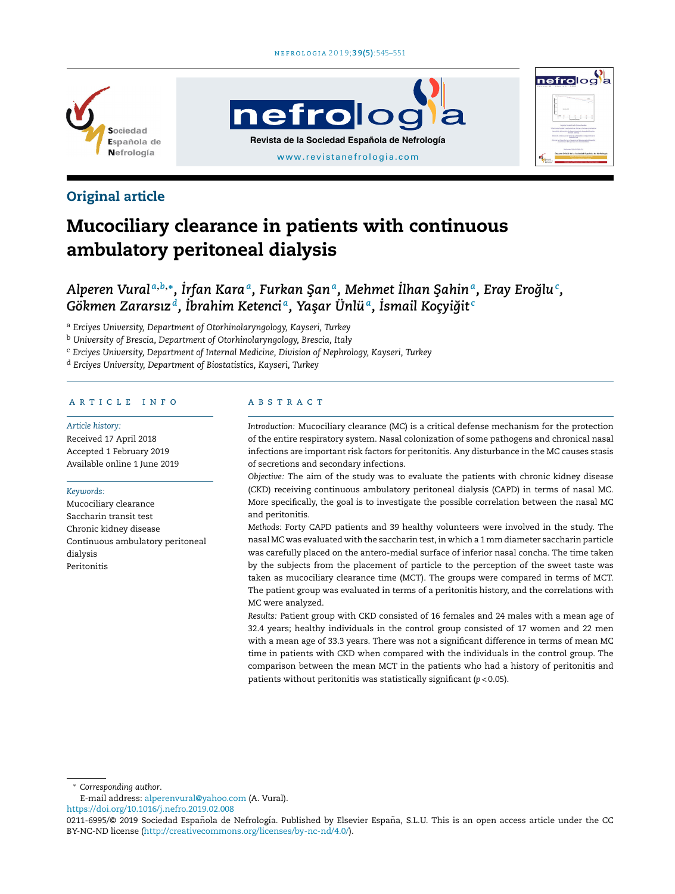Original article

# Mucociliary clearance in patients with continuous ambulatory peritoneal dialysis

*Alperen Vural[a,b,*], İrfan Kara[a], Furkan Şan[a], Mehmet İlhan Şahin[a], Eray Eroğlu[c], Gökmen Zararsız[d], İbrahim Ketenci[a], Yaşar Ünlü[a], İsmail Koçyiğit[c]*

[a] Erciyes University, Department of Otorhinolaryngology, Kayseri, Turkey
[b] University of Brescia, Department of Otorhinolaryngology, Brescia, Italy
[c] Erciyes University, Department of Internal Medicine, Division of Nephrology, Kayseri, Turkey
[d] Erciyes University, Department of Biostatistics, Kayseri, Turkey

## ARTICLE INFO

*Article history:*
Received 17 April 2018
Accepted 1 February 2019
Available online 1 June 2019

*Keywords:*
Mucociliary clearance
Saccharin transit test
Chronic kidney disease
Continuous ambulatory peritoneal dialysis
Peritonitis

## ABSTRACT

*Introduction:* Mucociliary clearance (MC) is a critical defense mechanism for the protection of the entire respiratory system. Nasal colonization of some pathogens and chronical nasal infections are important risk factors for peritonitis. Any disturbance in the MC causes stasis of secretions and secondary infections.

*Objective:* The aim of the study was to evaluate the patients with chronic kidney disease (CKD) receiving continuous ambulatory peritoneal dialysis (CAPD) in terms of nasal MC. More specifically, the goal is to investigate the possible correlation between the nasal MC and peritonitis.

*Methods:* Forty CAPD patients and 39 healthy volunteers were involved in the study. The nasal MC was evaluated with the saccharin test, in which a 1 mm diameter saccharin particle was carefully placed on the antero-medial surface of inferior nasal concha. The time taken by the subjects from the placement of particle to the perception of the sweet taste was taken as mucociliary clearance time (MCT). The groups were compared in terms of MCT. The patient group was evaluated in terms of a peritonitis history, and the correlations with MC were analyzed.

*Results:* Patient group with CKD consisted of 16 females and 24 males with a mean age of 32.4 years; healthy individuals in the control group consisted of 17 women and 22 men with a mean age of 33.3 years. There was not a significant difference in terms of mean MC time in patients with CKD when compared with the individuals in the control group. The comparison between the mean MCT in the patients who had a history of peritonitis and patients without peritonitis was statistically significant ($p < 0.05$).

* Corresponding author.
E-mail address: alperenvural@yahoo.com (A. Vural).
https://doi.org/10.1016/j.nefro.2019.02.008
0211-6995/© 2019 Sociedad Española de Nefrología. Published by Elsevier España, S.L.U. This is an open access article under the CC BY-NC-ND license (http://creativecommons.org/licenses/by-nc-nd/4.0/).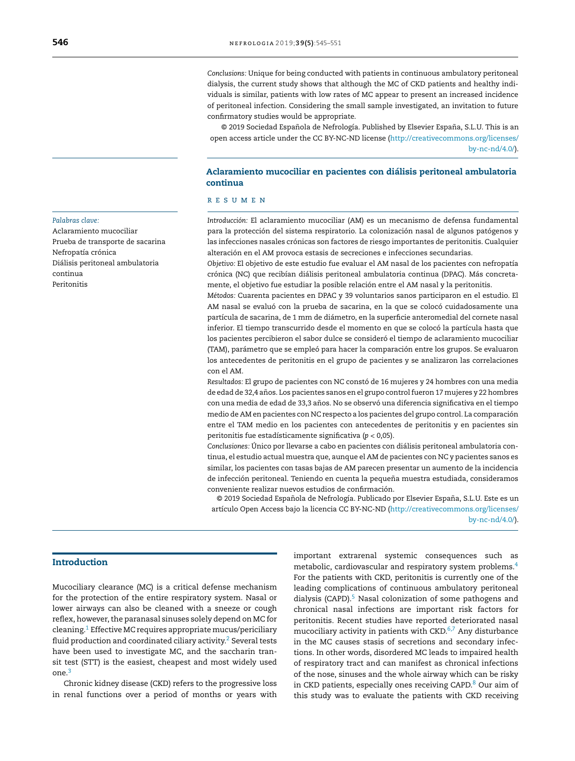*Conclusions:* Unique for being conducted with patients in continuous ambulatory peritoneal dialysis, the current study shows that although the MC of CKD patients and healthy individuals is similar, patients with low rates of MC appear to present an increased incidence of peritoneal infection. Considering the small sample investigated, an invitation to future confirmatory studies would be appropriate.

© 2019 Sociedad Española de Nefrología. Published by Elsevier España, S.L.U. This is an open access article under the CC BY-NC-ND license (http://creativecommons.org/licenses/by-nc-nd/4.0/).

## Aclaramiento mucociliar en pacientes con diálisis peritoneal ambulatoria continua

*Palabras clave:*
Aclaramiento mucociliar
Prueba de transporte de sacarina
Nefropatía crónica
Diálisis peritoneal ambulatoria continua
Peritonitis

### RESUMEN

*Introducción:* El aclaramiento mucociliar (AM) es un mecanismo de defensa fundamental para la protección del sistema respiratorio. La colonización nasal de algunos patógenos y las infecciones nasales crónicas son factores de riesgo importantes de peritonitis. Cualquier alteración en el AM provoca estasis de secreciones e infecciones secundarias.

*Objetivo:* El objetivo de este estudio fue evaluar el AM nasal de los pacientes con nefropatía crónica (NC) que recibían diálisis peritoneal ambulatoria continua (DPAC). Más concretamente, el objetivo fue estudiar la posible relación entre el AM nasal y la peritonitis.

*Métodos:* Cuarenta pacientes en DPAC y 39 voluntarios sanos participaron en el estudio. El AM nasal se evaluó con la prueba de sacarina, en la que se colocó cuidadosamente una partícula de sacarina, de 1 mm de diámetro, en la superficie anteromedial del cornete nasal inferior. El tiempo transcurrido desde el momento en que se colocó la partícula hasta que los pacientes percibieron el sabor dulce se consideró el tiempo de aclaramiento mucociliar (TAM), parámetro que se empleó para hacer la comparación entre los grupos. Se evaluaron los antecedentes de peritonitis en el grupo de pacientes y se analizaron las correlaciones con el AM.

*Resultados:* El grupo de pacientes con NC constó de 16 mujeres y 24 hombres con una media de edad de 32,4 años. Los pacientes sanos en el grupo control fueron 17 mujeres y 22 hombres con una media de edad de 33,3 años. No se observó una diferencia significativa en el tiempo medio de AM en pacientes con NC respecto a los pacientes del grupo control. La comparación entre el TAM medio en los pacientes con antecedentes de peritonitis y en pacientes sin peritonitis fue estadísticamente significativa ($p < 0{,}05$).

*Conclusiones:* Único por llevarse a cabo en pacientes con diálisis peritoneal ambulatoria continua, el estudio actual muestra que, aunque el AM de pacientes con NC y pacientes sanos es similar, los pacientes con tasas bajas de AM parecen presentar un aumento de la incidencia de infección peritoneal. Teniendo en cuenta la pequeña muestra estudiada, consideramos conveniente realizar nuevos estudios de confirmación.

© 2019 Sociedad Española de Nefrología. Publicado por Elsevier España, S.L.U. Este es un artículo Open Access bajo la licencia CC BY-NC-ND (http://creativecommons.org/licenses/by-nc-nd/4.0/).

## Introduction

Mucociliary clearance (MC) is a critical defense mechanism for the protection of the entire respiratory system. Nasal or lower airways can also be cleaned with a sneeze or cough reflex, however, the paranasal sinuses solely depend on MC for cleaning.[1] Effective MC requires appropriate mucus/periciliary fluid production and coordinated ciliary activity.[2] Several tests have been used to investigate MC, and the saccharin transit test (STT) is the easiest, cheapest and most widely used one.[3]

Chronic kidney disease (CKD) refers to the progressive loss in renal functions over a period of months or years with important extrarenal systemic consequences such as metabolic, cardiovascular and respiratory system problems.[4] For the patients with CKD, peritonitis is currently one of the leading complications of continuous ambulatory peritoneal dialysis (CAPD).[5] Nasal colonization of some pathogens and chronical nasal infections are important risk factors for peritonitis. Recent studies have reported deteriorated nasal mucociliary activity in patients with CKD.[6,7] Any disturbance in the MC causes stasis of secretions and secondary infections. In other words, disordered MC leads to impaired health of respiratory tract and can manifest as chronical infections of the nose, sinuses and the whole airway which can be risky in CKD patients, especially ones receiving CAPD.[8] Our aim of this study was to evaluate the patients with CKD receiving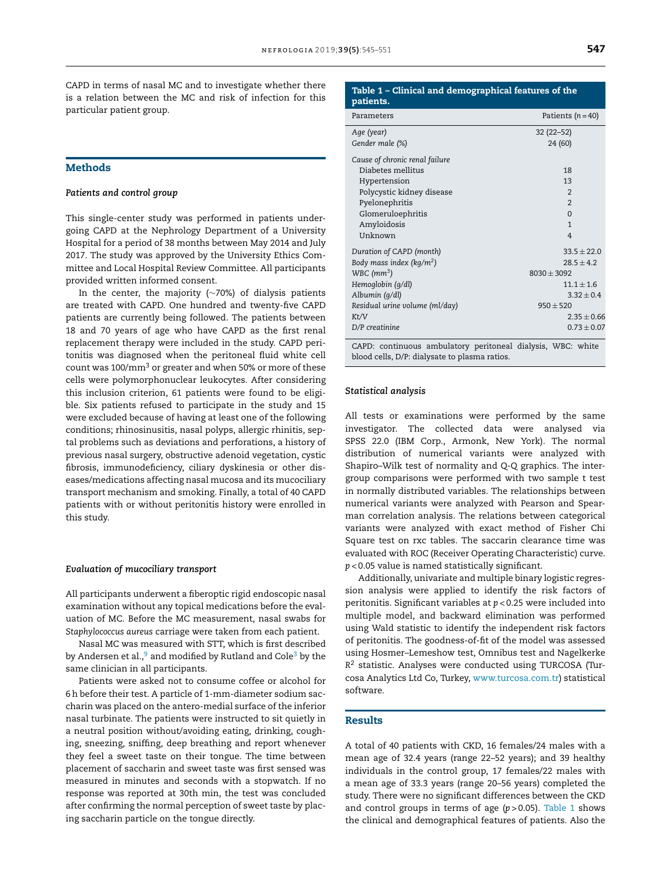CAPD in terms of nasal MC and to investigate whether there is a relation between the MC and risk of infection for this particular patient group.

## Methods

### *Patients and control group*

This single-center study was performed in patients undergoing CAPD at the Nephrology Department of a University Hospital for a period of 38 months between May 2014 and July 2017. The study was approved by the University Ethics Committee and Local Hospital Review Committee. All participants provided written informed consent.

In the center, the majority (~70%) of dialysis patients are treated with CAPD. One hundred and twenty-five CAPD patients are currently being followed. The patients between 18 and 70 years of age who have CAPD as the first renal replacement therapy were included in the study. CAPD peritonitis was diagnosed when the peritoneal fluid white cell count was 100/mm$^3$ or greater and when 50% or more of these cells were polymorphonuclear leukocytes. After considering this inclusion criterion, 61 patients were found to be eligible. Six patients refused to participate in the study and 15 were excluded because of having at least one of the following conditions; rhinosinusitis, nasal polyps, allergic rhinitis, septal problems such as deviations and perforations, a history of previous nasal surgery, obstructive adenoid vegetation, cystic fibrosis, immunodeficiency, ciliary dyskinesia or other diseases/medications affecting nasal mucosa and its mucociliary transport mechanism and smoking. Finally, a total of 40 CAPD patients with or without peritonitis history were enrolled in this study.

### *Evaluation of mucociliary transport*

All participants underwent a fiberoptic rigid endoscopic nasal examination without any topical medications before the evaluation of MC. Before the MC measurement, nasal swabs for *Staphylococcus aureus* carriage were taken from each patient.

Nasal MC was measured with STT, which is first described by Andersen et al.,[9] and modified by Rutland and Cole[3] by the same clinician in all participants.

Patients were asked not to consume coffee or alcohol for 6 h before their test. A particle of 1-mm-diameter sodium saccharin was placed on the antero-medial surface of the inferior nasal turbinate. The patients were instructed to sit quietly in a neutral position without/avoiding eating, drinking, coughing, sneezing, sniffing, deep breathing and report whenever they feel a sweet taste on their tongue. The time between placement of saccharin and sweet taste was first sensed was measured in minutes and seconds with a stopwatch. If no response was reported at 30th min, the test was concluded after confirming the normal perception of sweet taste by placing saccharin particle on the tongue directly.

**Table 1 – Clinical and demographical features of the patients.**

| Parameters | Patients ($n = 40$) |
|---|---|
| *Age (year)* | 32 (22–52) |
| *Gender male (%)* | 24 (60) |
| *Cause of chronic renal failure* | |
| Diabetes mellitus | 18 |
| Hypertension | 13 |
| Polycystic kidney disease | 2 |
| Pyelonephritis | 2 |
| Glomeruloephritis | 0 |
| Amyloidosis | 1 |
| Unknown | 4 |
| *Duration of CAPD (month)* | 33.5 ± 22.0 |
| *Body mass index (kg/m$^2$)* | 28.5 ± 4.2 |
| *WBC (mm$^3$)* | 8030 ± 3092 |
| *Hemoglobin (g/dl)* | 11.1 ± 1.6 |
| *Albumin (g/dl)* | 3.32 ± 0.4 |
| *Residual urine volume (ml/day)* | 950 ± 520 |
| *Kt/V* | 2.35 ± 0.66 |
| *D/P creatinine* | 0.73 ± 0.07 |

CAPD: continuous ambulatory peritoneal dialysis, WBC: white blood cells, D/P: dialysate to plasma ratios.

### *Statistical analysis*

All tests or examinations were performed by the same investigator. The collected data were analysed via SPSS 22.0 (IBM Corp., Armonk, New York). The normal distribution of numerical variants were analyzed with Shapiro–Wilk test of normality and Q-Q graphics. The inter-group comparisons were performed with two sample t test in normally distributed variables. The relationships between numerical variants were analyzed with Pearson and Spearman correlation analysis. The relations between categorical variants were analyzed with exact method of Fisher Chi Square test on rxc tables. The saccarin clearance time was evaluated with ROC (Receiver Operating Characteristic) curve. $p < 0.05$ value is named statistically significant.

Additionally, univariate and multiple binary logistic regression analysis were applied to identify the risk factors of peritonitis. Significant variables at $p < 0.25$ were included into multiple model, and backward elimination was performed using Wald statistic to identify the independent risk factors of peritonitis. The goodness-of-fit of the model was assessed using Hosmer–Lemeshow test, Omnibus test and Nagelkerke $R^2$ statistic. Analyses were conducted using TURCOSA (Turcosa Analytics Ltd Co, Turkey, www.turcosa.com.tr) statistical software.

## Results

A total of 40 patients with CKD, 16 females/24 males with a mean age of 32.4 years (range 22–52 years); and 39 healthy individuals in the control group, 17 females/22 males with a mean age of 33.3 years (range 20–56 years) completed the study. There were no significant differences between the CKD and control groups in terms of age ($p > 0.05$). Table 1 shows the clinical and demographical features of patients. Also the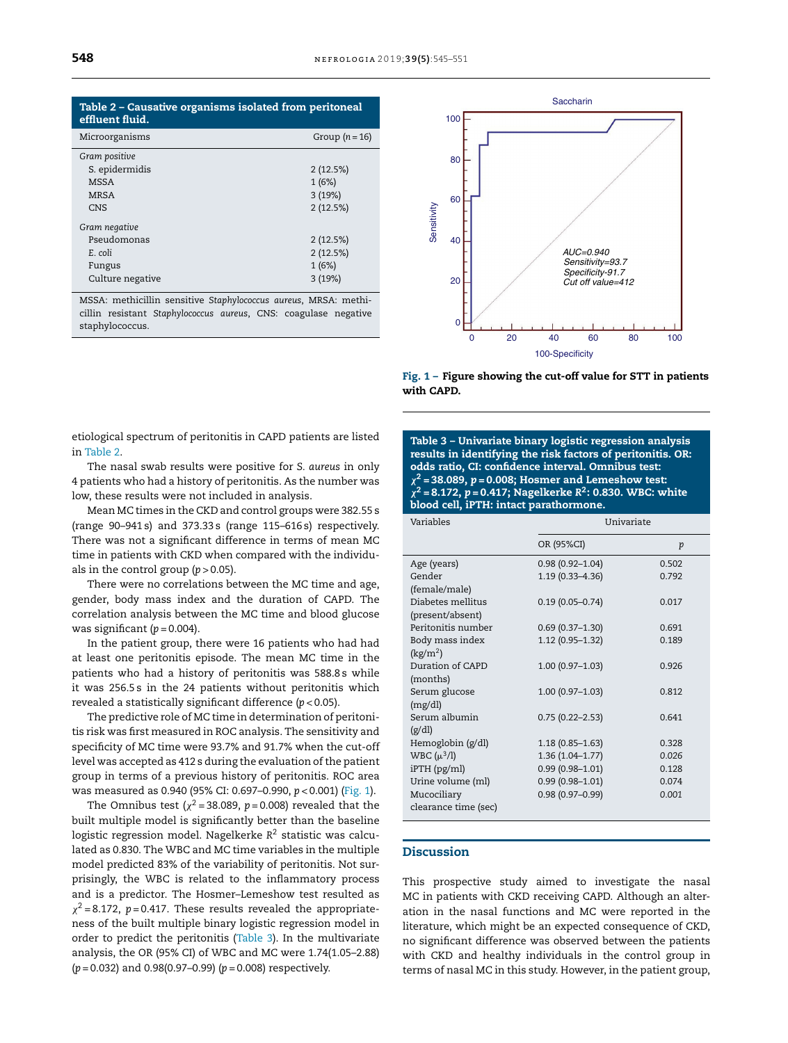**Table 2 – Causative organisms isolated from peritoneal effluent fluid.**

| Microorganisms | Group (n = 16) |
|---|---|
| *Gram positive* | |
| S. epidermidis | 2 (12.5%) |
| MSSA | 1 (6%) |
| MRSA | 3 (19%) |
| CNS | 2 (12.5%) |
| *Gram negative* | |
| Pseudomonas | 2 (12.5%) |
| E. coli | 2 (12.5%) |
| Fungus | 1 (6%) |
| Culture negative | 3 (19%) |

MSSA: methicillin sensitive *Staphylococcus aureus*, MRSA: methicillin resistant *Staphylococcus aureus*, CNS: coagulase negative staphylococcus.

**Fig. 1 – Figure showing the cut-off value for STT in patients with CAPD.**

etiological spectrum of peritonitis in CAPD patients are listed in Table 2.

The nasal swab results were positive for *S. aureus* in only 4 patients who had a history of peritonitis. As the number was low, these results were not included in analysis.

Mean MC times in the CKD and control groups were 382.55 s (range 90–941 s) and 373.33 s (range 115–616 s) respectively. There was not a significant difference in terms of mean MC time in patients with CKD when compared with the individuals in the control group ($p > 0.05$).

There were no correlations between the MC time and age, gender, body mass index and the duration of CAPD. The correlation analysis between the MC time and blood glucose was significant ($p = 0.004$).

In the patient group, there were 16 patients who had had at least one peritonitis episode. The mean MC time in the patients who had a history of peritonitis was 588.8 s while it was 256.5 s in the 24 patients without peritonitis which revealed a statistically significant difference ($p < 0.05$).

The predictive role of MC time in determination of peritonitis risk was first measured in ROC analysis. The sensitivity and specificity of MC time were 93.7% and 91.7% when the cut-off level was accepted as 412 s during the evaluation of the patient group in terms of a previous history of peritonitis. ROC area was measured as 0.940 (95% CI: 0.697–0.990, $p < 0.001$) (Fig. 1).

The Omnibus test ($\chi^2 = 38.089$, $p = 0.008$) revealed that the built multiple model is significantly better than the baseline logistic regression model. Nagelkerke $R^2$ statistic was calculated as 0.830. The WBC and MC time variables in the multiple model predicted 83% of the variability of peritonitis. Not surprisingly, the WBC is related to the inflammatory process and is a predictor. The Hosmer–Lemeshow test resulted as $\chi^2 = 8.172$, $p = 0.417$. These results revealed the appropriateness of the built multiple binary logistic regression model in order to predict the peritonitis (Table 3). In the multivariate analysis, the OR (95% CI) of WBC and MC were 1.74(1.05–2.88) ($p = 0.032$) and 0.98(0.97–0.99) ($p = 0.008$) respectively.

**Table 3 – Univariate binary logistic regression analysis results in identifying the risk factors of peritonitis. OR: odds ratio, CI: confidence interval. Omnibus test: $\chi^2 = 38.089$, $p = 0.008$; Hosmer and Lemeshow test: $\chi^2 = 8.172$, $p = 0.417$; Nagelkerke $R^2$: 0.830. WBC: white blood cell, iPTH: intact parathormone.**

| Variables | Univariate | |
|---|---|---|
| | OR (95%CI) | p |
| Age (years) | 0.98 (0.92–1.04) | 0.502 |
| Gender (female/male) | 1.19 (0.33–4.36) | 0.792 |
| Diabetes mellitus (present/absent) | 0.19 (0.05–0.74) | 0.017 |
| Peritonitis number | 0.69 (0.37–1.30) | 0.691 |
| Body mass index (kg/m²) | 1.12 (0.95–1.32) | 0.189 |
| Duration of CAPD (months) | 1.00 (0.97–1.03) | 0.926 |
| Serum glucose (mg/dl) | 1.00 (0.97–1.03) | 0.812 |
| Serum albumin (g/dl) | 0.75 (0.22–2.53) | 0.641 |
| Hemoglobin (g/dl) | 1.18 (0.85–1.63) | 0.328 |
| WBC (μ³/l) | 1.36 (1.04–1.77) | 0.026 |
| iPTH (pg/ml) | 0.99 (0.98–1.01) | 0.128 |
| Urine volume (ml) | 0.99 (0.98–1.01) | 0.074 |
| Mucociliary clearance time (sec) | 0.98 (0.97–0.99) | 0.001 |

## Discussion

This prospective study aimed to investigate the nasal MC in patients with CKD receiving CAPD. Although an alteration in the nasal functions and MC were reported in the literature, which might be an expected consequence of CKD, no significant difference was observed between the patients with CKD and healthy individuals in the control group in terms of nasal MC in this study. However, in the patient group,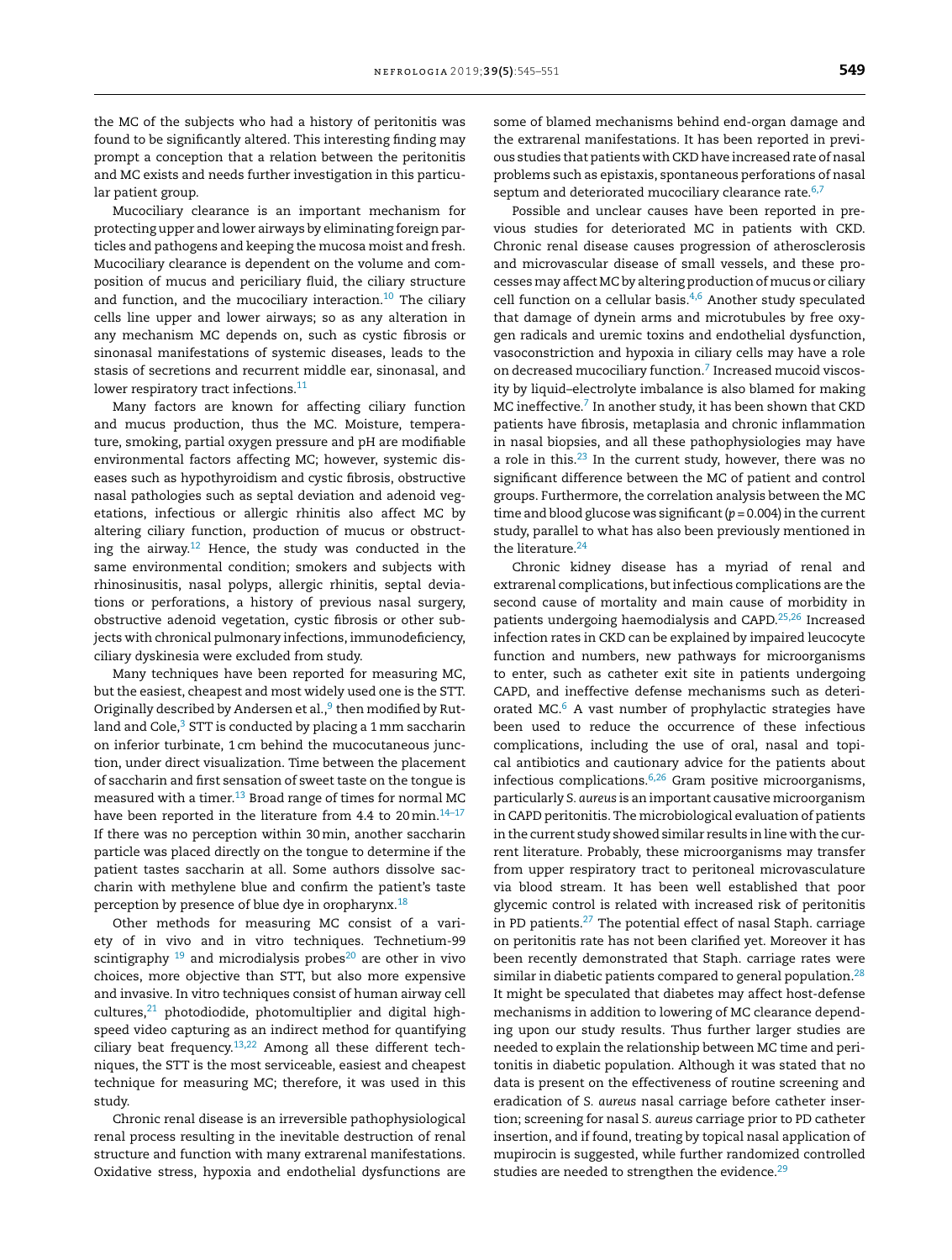the MC of the subjects who had a history of peritonitis was found to be significantly altered. This interesting finding may prompt a conception that a relation between the peritonitis and MC exists and needs further investigation in this particular patient group.

Mucociliary clearance is an important mechanism for protecting upper and lower airways by eliminating foreign particles and pathogens and keeping the mucosa moist and fresh. Mucociliary clearance is dependent on the volume and composition of mucus and periciliary fluid, the ciliary structure and function, and the mucociliary interaction.[10] The ciliary cells line upper and lower airways; so as any alteration in any mechanism MC depends on, such as cystic fibrosis or sinonasal manifestations of systemic diseases, leads to the stasis of secretions and recurrent middle ear, sinonasal, and lower respiratory tract infections.[11]

Many factors are known for affecting ciliary function and mucus production, thus the MC. Moisture, temperature, smoking, partial oxygen pressure and pH are modifiable environmental factors affecting MC; however, systemic diseases such as hypothyroidism and cystic fibrosis, obstructive nasal pathologies such as septal deviation and adenoid vegetations, infectious or allergic rhinitis also affect MC by altering ciliary function, production of mucus or obstructing the airway.[12] Hence, the study was conducted in the same environmental condition; smokers and subjects with rhinosinusitis, nasal polyps, allergic rhinitis, septal deviations or perforations, a history of previous nasal surgery, obstructive adenoid vegetation, cystic fibrosis or other subjects with chronical pulmonary infections, immunodeficiency, ciliary dyskinesia were excluded from study.

Many techniques have been reported for measuring MC, but the easiest, cheapest and most widely used one is the STT. Originally described by Andersen et al.,[9] then modified by Rutland and Cole,[3] STT is conducted by placing a 1 mm saccharin on inferior turbinate, 1 cm behind the mucocutaneous junction, under direct visualization. Time between the placement of saccharin and first sensation of sweet taste on the tongue is measured with a timer.[13] Broad range of times for normal MC have been reported in the literature from 4.4 to 20 min.[14–17] If there was no perception within 30 min, another saccharin particle was placed directly on the tongue to determine if the patient tastes saccharin at all. Some authors dissolve saccharin with methylene blue and confirm the patient's taste perception by presence of blue dye in oropharynx.[18]

Other methods for measuring MC consist of a variety of in vivo and in vitro techniques. Technetium-99 scintigraphy [19] and microdialysis probes[20] are other in vivo choices, more objective than STT, but also more expensive and invasive. In vitro techniques consist of human airway cell cultures,[21] photodiodide, photomultiplier and digital high-speed video capturing as an indirect method for quantifying ciliary beat frequency.[13,22] Among all these different techniques, the STT is the most serviceable, easiest and cheapest technique for measuring MC; therefore, it was used in this study.

Chronic renal disease is an irreversible pathophysiological renal process resulting in the inevitable destruction of renal structure and function with many extrarenal manifestations. Oxidative stress, hypoxia and endothelial dysfunctions are some of blamed mechanisms behind end-organ damage and the extrarenal manifestations. It has been reported in previous studies that patients with CKD have increased rate of nasal problems such as epistaxis, spontaneous perforations of nasal septum and deteriorated mucociliary clearance rate.[6,7]

Possible and unclear causes have been reported in previous studies for deteriorated MC in patients with CKD. Chronic renal disease causes progression of atherosclerosis and microvascular disease of small vessels, and these processes may affect MC by altering production of mucus or ciliary cell function on a cellular basis.[4,6] Another study speculated that damage of dynein arms and microtubules by free oxygen radicals and uremic toxins and endothelial dysfunction, vasoconstriction and hypoxia in ciliary cells may have a role on decreased mucociliary function.[7] Increased mucoid viscosity by liquid–electrolyte imbalance is also blamed for making MC ineffective.[7] In another study, it has been shown that CKD patients have fibrosis, metaplasia and chronic inflammation in nasal biopsies, and all these pathophysiologies may have a role in this.[23] In the current study, however, there was no significant difference between the MC of patient and control groups. Furthermore, the correlation analysis between the MC time and blood glucose was significant ($p = 0.004$) in the current study, parallel to what has also been previously mentioned in the literature.[24]

Chronic kidney disease has a myriad of renal and extrarenal complications, but infectious complications are the second cause of mortality and main cause of morbidity in patients undergoing haemodialysis and CAPD.[25,26] Increased infection rates in CKD can be explained by impaired leucocyte function and numbers, new pathways for microorganisms to enter, such as catheter exit site in patients undergoing CAPD, and ineffective defense mechanisms such as deteriorated MC.[6] A vast number of prophylactic strategies have been used to reduce the occurrence of these infectious complications, including the use of oral, nasal and topical antibiotics and cautionary advice for the patients about infectious complications.[6,26] Gram positive microorganisms, particularly *S. aureus* is an important causative microorganism in CAPD peritonitis. The microbiological evaluation of patients in the current study showed similar results in line with the current literature. Probably, these microorganisms may transfer from upper respiratory tract to peritoneal microvasculature via blood stream. It has been well established that poor glycemic control is related with increased risk of peritonitis in PD patients.[27] The potential effect of nasal Staph. carriage on peritonitis rate has not been clarified yet. Moreover it has been recently demonstrated that Staph. carriage rates were similar in diabetic patients compared to general population.[28] It might be speculated that diabetes may affect host-defense mechanisms in addition to lowering of MC clearance depending upon our study results. Thus further larger studies are needed to explain the relationship between MC time and peritonitis in diabetic population. Although it was stated that no data is present on the effectiveness of routine screening and eradication of *S. aureus* nasal carriage before catheter insertion; screening for nasal *S. aureus* carriage prior to PD catheter insertion, and if found, treating by topical nasal application of mupirocin is suggested, while further randomized controlled studies are needed to strengthen the evidence.[29]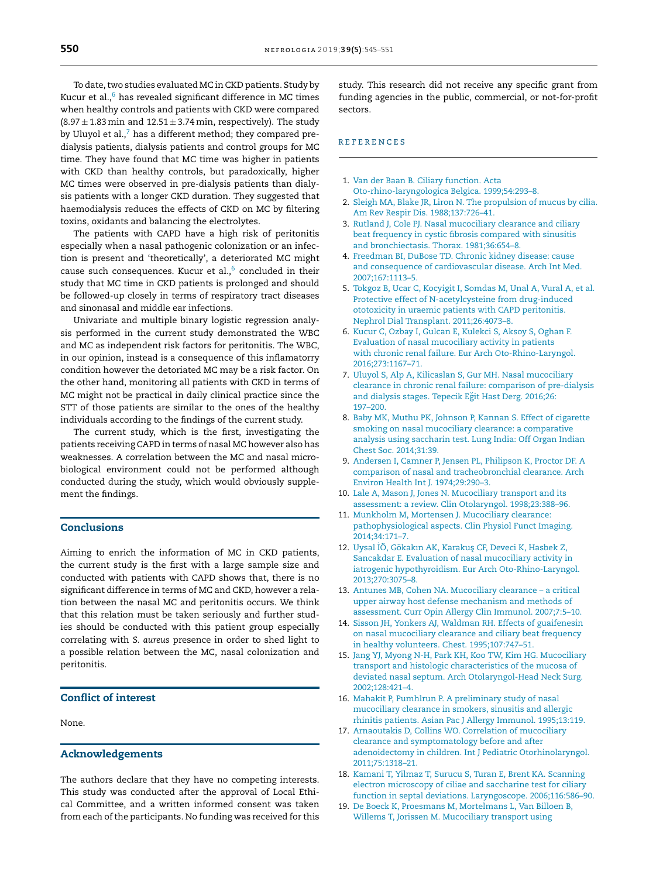To date, two studies evaluated MC in CKD patients. Study by Kucur et al.,[6] has revealed significant difference in MC times when healthy controls and patients with CKD were compared ($8.97 \pm 1.83$ min and $12.51 \pm 3.74$ min, respectively). The study by Uluyol et al.,[7] has a different method; they compared pre-dialysis patients, dialysis patients and control groups for MC time. They have found that MC time was higher in patients with CKD than healthy controls, but paradoxically, higher MC times were observed in pre-dialysis patients than dialysis patients with a longer CKD duration. They suggested that haemodialysis reduces the effects of CKD on MC by filtering toxins, oxidants and balancing the electrolytes.

The patients with CAPD have a high risk of peritonitis especially when a nasal pathogenic colonization or an infection is present and 'theoretically', a deteriorated MC might cause such consequences. Kucur et al.,[6] concluded in their study that MC time in CKD patients is prolonged and should be followed-up closely in terms of respiratory tract diseases and sinonasal and middle ear infections.

Univariate and multiple binary logistic regression analysis performed in the current study demonstrated the WBC and MC as independent risk factors for peritonitis. The WBC, in our opinion, instead is a consequence of this inflamatorry condition however the detoriated MC may be a risk factor. On the other hand, monitoring all patients with CKD in terms of MC might not be practical in daily clinical practice since the STT of those patients are similar to the ones of the healthy individuals according to the findings of the current study.

The current study, which is the first, investigating the patients receiving CAPD in terms of nasal MC however also has weaknesses. A correlation between the MC and nasal microbiological environment could not be performed although conducted during the study, which would obviously supplement the findings.

## Conclusions

Aiming to enrich the information of MC in CKD patients, the current study is the first with a large sample size and conducted with patients with CAPD shows that, there is no significant difference in terms of MC and CKD, however a relation between the nasal MC and peritonitis occurs. We think that this relation must be taken seriously and further studies should be conducted with this patient group especially correlating with *S. aureus* presence in order to shed light to a possible relation between the MC, nasal colonization and peritonitis.

## Conflict of interest

None.

## Acknowledgements

The authors declare that they have no competing interests. This study was conducted after the approval of Local Ethical Committee, and a written informed consent was taken from each of the participants. No funding was received for this study. This research did not receive any specific grant from funding agencies in the public, commercial, or not-for-profit sectors.

## REFERENCES

1. Van der Baan B. Ciliary function. Acta Oto-rhino-laryngologica Belgica. 1999;54:293–8.
2. Sleigh MA, Blake JR, Liron N. The propulsion of mucus by cilia. Am Rev Respir Dis. 1988;137:726–41.
3. Rutland J, Cole PJ. Nasal mucociliary clearance and ciliary beat frequency in cystic fibrosis compared with sinusitis and bronchiectasis. Thorax. 1981;36:654–8.
4. Freedman BI, DuBose TD. Chronic kidney disease: cause and consequence of cardiovascular disease. Arch Int Med. 2007;167:1113–5.
5. Tokgoz B, Ucar C, Kocyigit I, Somdas M, Unal A, Vural A, et al. Protective effect of N-acetylcysteine from drug-induced ototoxicity in uraemic patients with CAPD peritonitis. Nephrol Dial Transplant. 2011;26:4073–8.
6. Kucur C, Ozbay I, Gulcan E, Kulekci S, Aksoy S, Oghan F. Evaluation of nasal mucociliary activity in patients with chronic renal failure. Eur Arch Oto-Rhino-Laryngol. 2016;273:1167–71.
7. Uluyol S, Alp A, Kilicaslan S, Gur MH. Nasal mucociliary clearance in chronic renal failure: comparison of pre-dialysis and dialysis stages. Tepecik Eğit Hast Derg. 2016;26: 197–200.
8. Baby MK, Muthu PK, Johnson P, Kannan S. Effect of cigarette smoking on nasal mucociliary clearance: a comparative analysis using saccharin test. Lung India: Off Organ Indian Chest Soc. 2014;31:39.
9. Andersen I, Camner P, Jensen PL, Philipson K, Proctor DF. A comparison of nasal and tracheobronchial clearance. Arch Environ Health Int J. 1974;29:290–3.
10. Lale A, Mason J, Jones N. Mucociliary transport and its assessment: a review. Clin Otolaryngol. 1998;23:388–96.
11. Munkholm M, Mortensen J. Mucociliary clearance: pathophysiological aspects. Clin Physiol Funct Imaging. 2014;34:171–7.
12. Uysal İÖ, Gökakın AK, Karakuş CF, Deveci K, Hasbek Z, Sancakdar E. Evaluation of nasal mucociliary activity in iatrogenic hypothyroidism. Eur Arch Oto-Rhino-Laryngol. 2013;270:3075–8.
13. Antunes MB, Cohen NA. Mucociliary clearance – a critical upper airway host defense mechanism and methods of assessment. Curr Opin Allergy Clin Immunol. 2007;7:5–10.
14. Sisson JH, Yonkers AJ, Waldman RH. Effects of guaifenesin on nasal mucociliary clearance and ciliary beat frequency in healthy volunteers. Chest. 1995;107:747–51.
15. Jang YJ, Myong N-H, Park KH, Koo TW, Kim HG. Mucociliary transport and histologic characteristics of the mucosa of deviated nasal septum. Arch Otolaryngol-Head Neck Surg. 2002;128:421–4.
16. Mahakit P, Pumhlrun P. A preliminary study of nasal mucociliary clearance in smokers, sinusitis and allergic rhinitis patients. Asian Pac J Allergy Immunol. 1995;13:119.
17. Arnaoutakis D, Collins WO. Correlation of mucociliary clearance and symptomatology before and after adenoidectomy in children. Int J Pediatric Otorhinolaryngol. 2011;75:1318–21.
18. Kamani T, Yilmaz T, Surucu S, Turan E, Brent KA. Scanning electron microscopy of ciliae and saccharine test for ciliary function in septal deviations. Laryngoscope. 2006;116:586–90.
19. De Boeck K, Proesmans M, Mortelmans L, Van Billoen B, Willems T, Jorissen M. Mucociliary transport using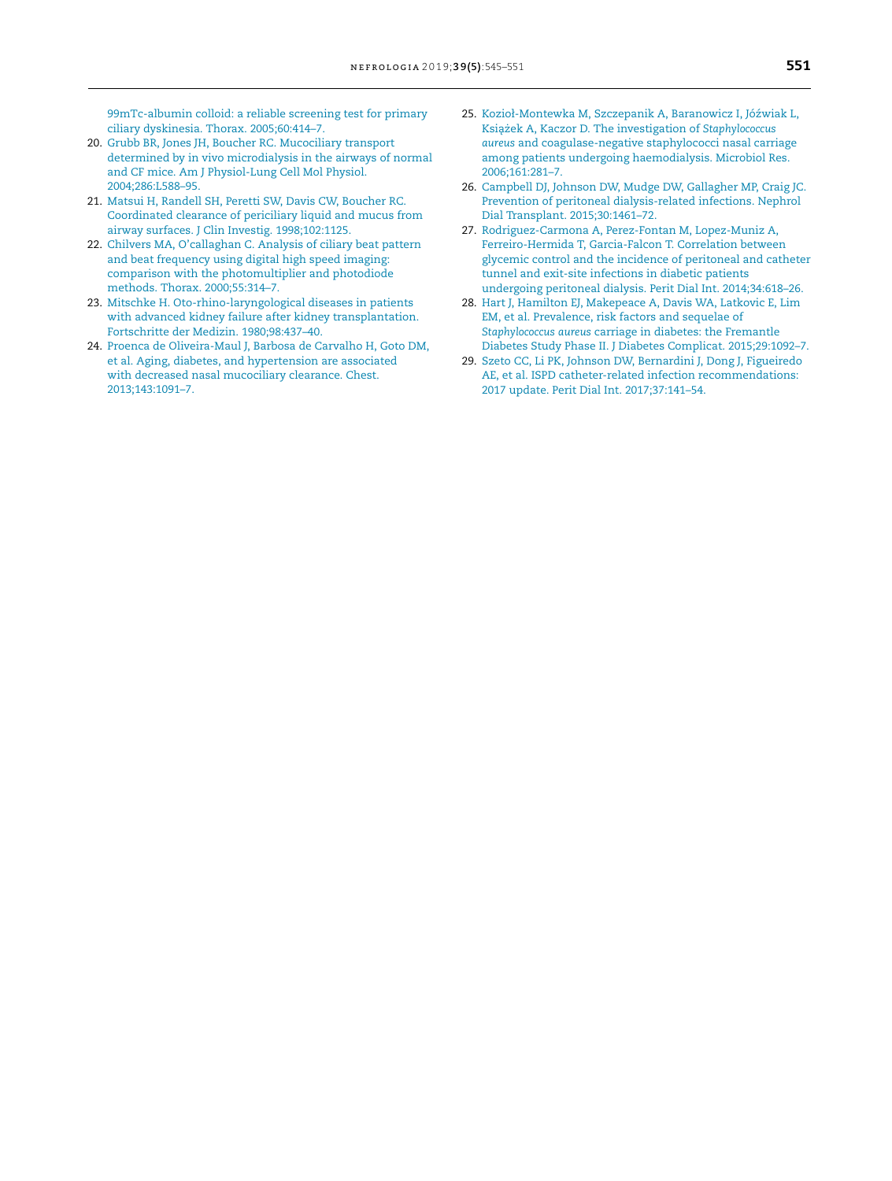99mTc-albumin colloid: a reliable screening test for primary ciliary dyskinesia. Thorax. 2005;60:414–7.

20. Grubb BR, Jones JH, Boucher RC. Mucociliary transport determined by in vivo microdialysis in the airways of normal and CF mice. Am J Physiol-Lung Cell Mol Physiol. 2004;286:L588–95.
21. Matsui H, Randell SH, Peretti SW, Davis CW, Boucher RC. Coordinated clearance of periciliary liquid and mucus from airway surfaces. J Clin Investig. 1998;102:1125.
22. Chilvers MA, O'callaghan C. Analysis of ciliary beat pattern and beat frequency using digital high speed imaging: comparison with the photomultiplier and photodiode methods. Thorax. 2000;55:314–7.
23. Mitschke H. Oto-rhino-laryngological diseases in patients with advanced kidney failure after kidney transplantation. Fortschritte der Medizin. 1980;98:437–40.
24. Proenca de Oliveira-Maul J, Barbosa de Carvalho H, Goto DM, et al. Aging, diabetes, and hypertension are associated with decreased nasal mucociliary clearance. Chest. 2013;143:1091–7.
25. Kozioł-Montewka M, Szczepanik A, Baranowicz I, Jóźwiak L, Książek A, Kaczor D. The investigation of *Staphylococcus aureus* and coagulase-negative staphylococci nasal carriage among patients undergoing haemodialysis. Microbiol Res. 2006;161:281–7.
26. Campbell DJ, Johnson DW, Mudge DW, Gallagher MP, Craig JC. Prevention of peritoneal dialysis-related infections. Nephrol Dial Transplant. 2015;30:1461–72.
27. Rodriguez-Carmona A, Perez-Fontan M, Lopez-Muniz A, Ferreiro-Hermida T, Garcia-Falcon T. Correlation between glycemic control and the incidence of peritoneal and catheter tunnel and exit-site infections in diabetic patients undergoing peritoneal dialysis. Perit Dial Int. 2014;34:618–26.
28. Hart J, Hamilton EJ, Makepeace A, Davis WA, Latkovic E, Lim EM, et al. Prevalence, risk factors and sequelae of *Staphylococcus aureus* carriage in diabetes: the Fremantle Diabetes Study Phase II. J Diabetes Complicat. 2015;29:1092–7.
29. Szeto CC, Li PK, Johnson DW, Bernardini J, Dong J, Figueiredo AE, et al. ISPD catheter-related infection recommendations: 2017 update. Perit Dial Int. 2017;37:141–54.